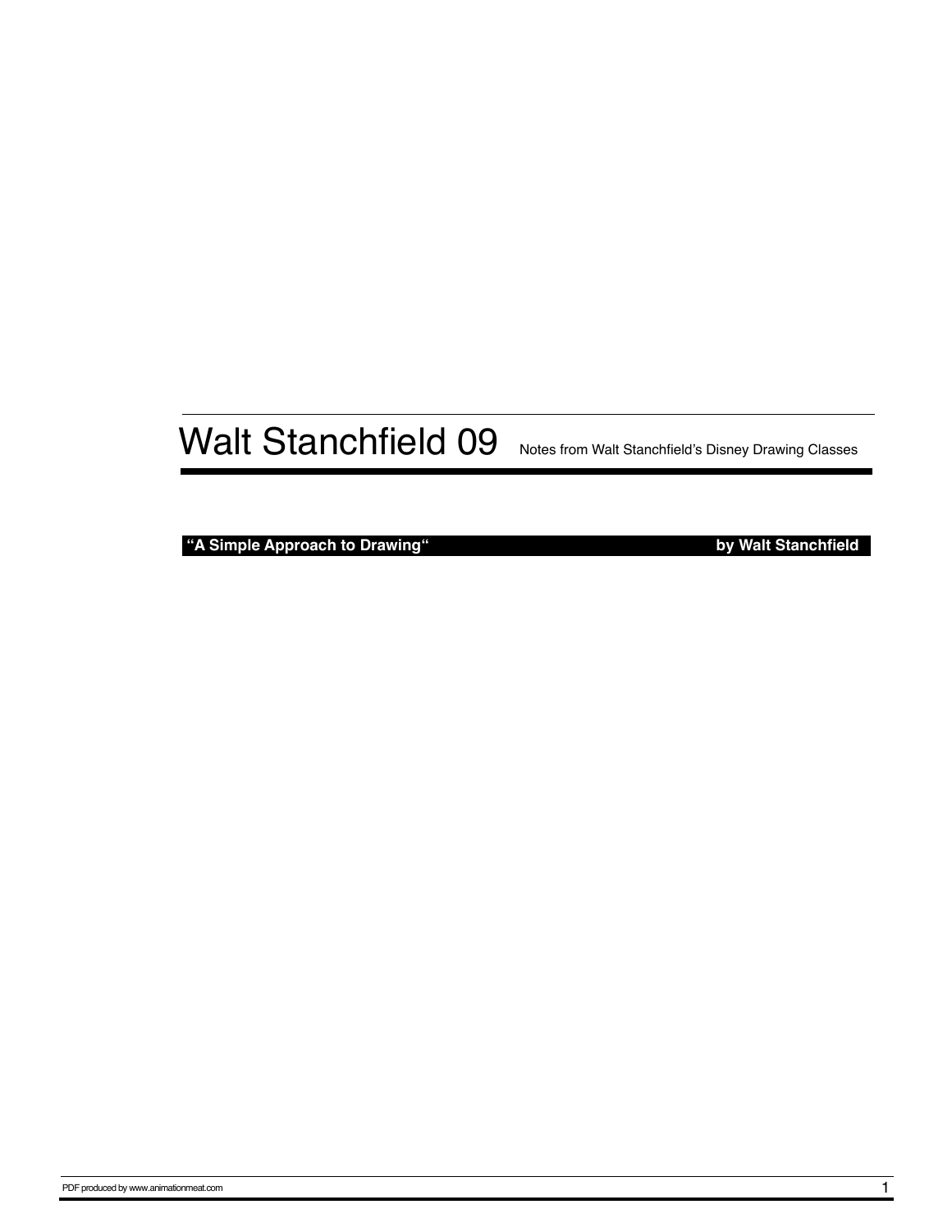# Walt Stanchfield 09

Notes from Walt Stanchfield's Disney Drawing Classes

**"A Simple Approach to Drawing"** **by Walt Stanchfield**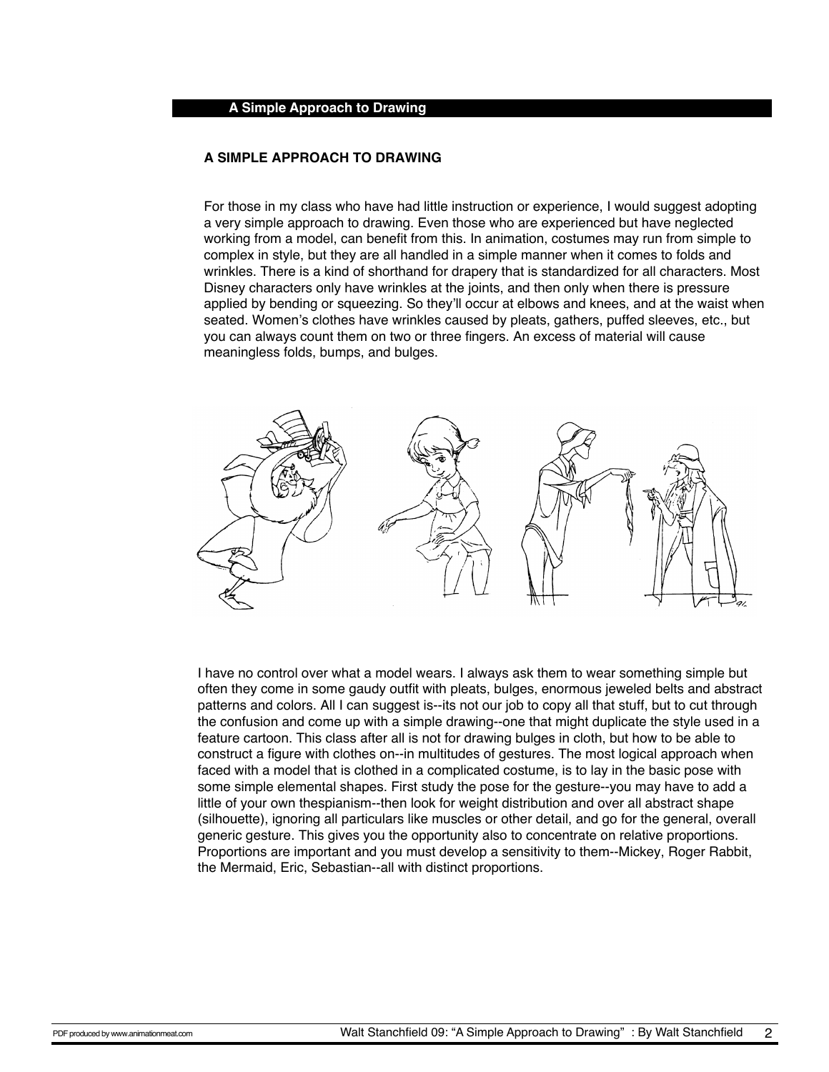## A SIMPLE APPROACH TO DRAWING

For those in my class who have had little instruction or experience, I would suggest adopting a very simple approach to drawing. Even those who are experienced but have neglected working from a model, can benefit from this. In animation, costumes may run from simple to complex in style, but they are all handled in a simple manner when it comes to folds and wrinkles. There is a kind of shorthand for drapery that is standardized for all characters. Most Disney characters only have wrinkles at the joints, and then only when there is pressure applied by bending or squeezing. So they'll occur at elbows and knees, and at the waist when seated. Women's clothes have wrinkles caused by pleats, gathers, puffed sleeves, etc., but you can always count them on two or three fingers. An excess of material will cause meaningless folds, bumps, and bulges.

I have no control over what a model wears. I always ask them to wear something simple but often they come in some gaudy outfit with pleats, bulges, enormous jeweled belts and abstract patterns and colors. All I can suggest is--its not our job to copy all that stuff, but to cut through the confusion and come up with a simple drawing--one that might duplicate the style used in a feature cartoon. This class after all is not for drawing bulges in cloth, but how to be able to construct a figure with clothes on--in multitudes of gestures. The most logical approach when faced with a model that is clothed in a complicated costume, is to lay in the basic pose with some simple elemental shapes. First study the pose for the gesture--you may have to add a little of your own thespianism--then look for weight distribution and over all abstract shape (silhouette), ignoring all particulars like muscles or other detail, and go for the general, overall generic gesture. This gives you the opportunity also to concentrate on relative proportions. Proportions are important and you must develop a sensitivity to them--Mickey, Roger Rabbit, the Mermaid, Eric, Sebastian--all with distinct proportions.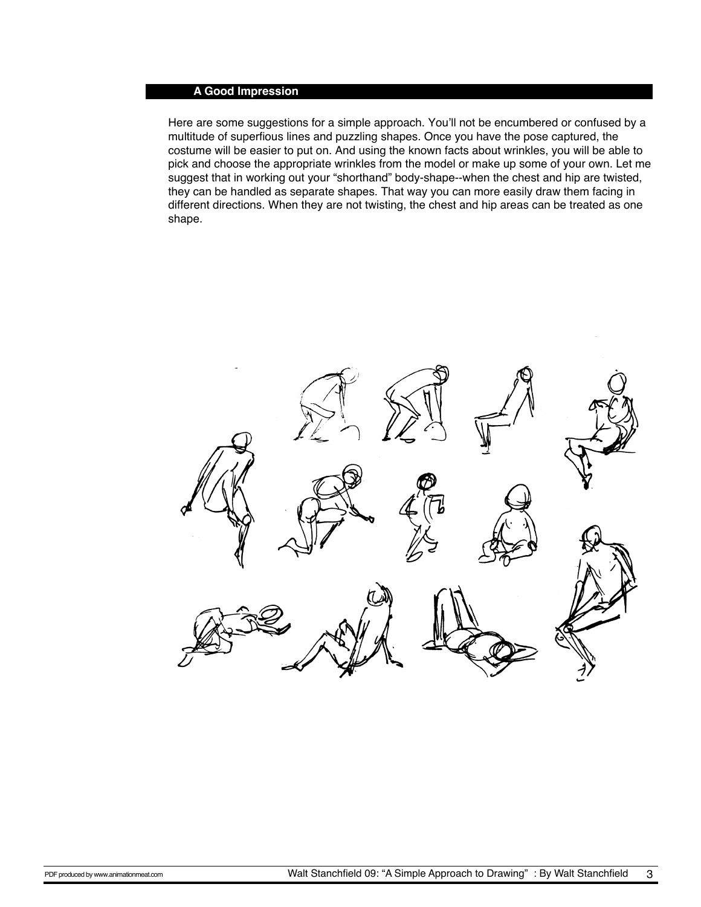## A Good Impression

Here are some suggestions for a simple approach. You'll not be encumbered or confused by a multitude of superfious lines and puzzling shapes. Once you have the pose captured, the costume will be easier to put on. And using the known facts about wrinkles, you will be able to pick and choose the appropriate wrinkles from the model or make up some of your own. Let me suggest that in working out your "shorthand" body-shape--when the chest and hip are twisted, they can be handled as separate shapes. That way you can more easily draw them facing in different directions. When they are not twisting, the chest and hip areas can be treated as one shape.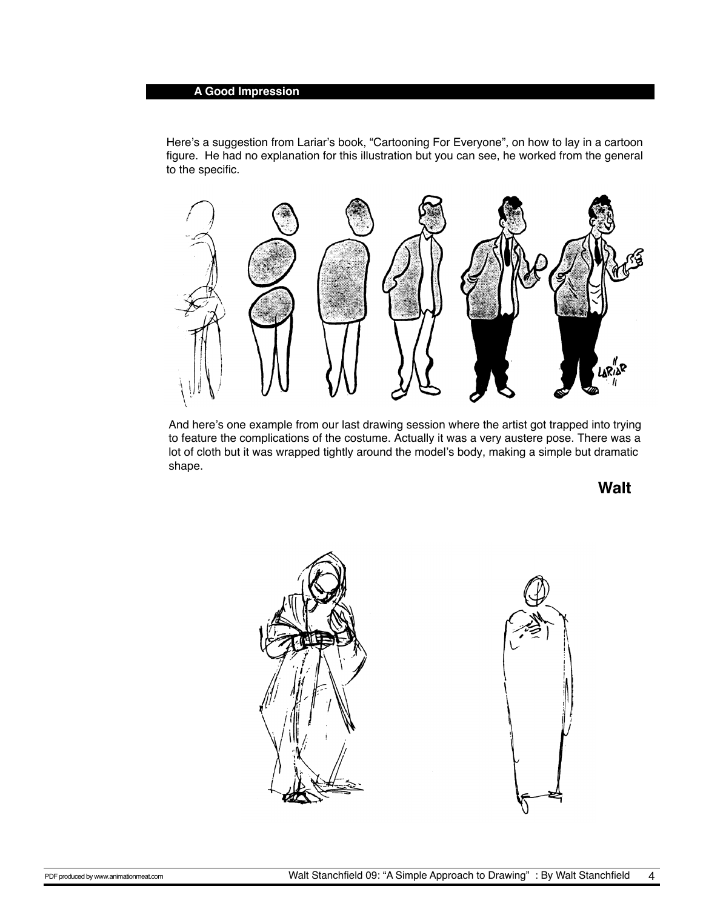## A Good Impression

Here's a suggestion from Lariar's book, "Cartooning For Everyone", on how to lay in a cartoon figure. He had no explanation for this illustration but you can see, he worked from the general to the specific.

And here's one example from our last drawing session where the artist got trapped into trying to feature the complications of the costume. Actually it was a very austere pose. There was a lot of cloth but it was wrapped tightly around the model's body, making a simple but dramatic shape.

**Walt**